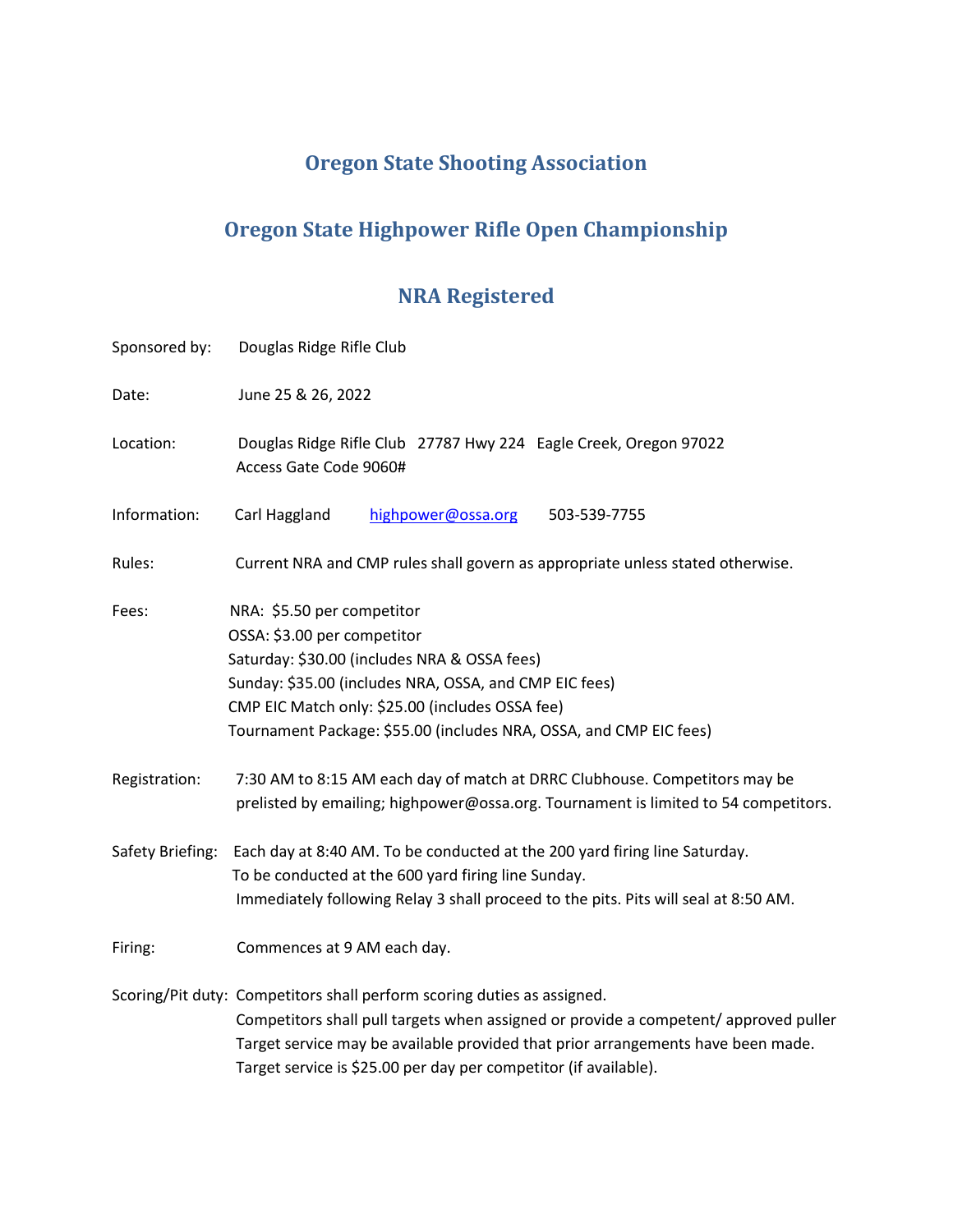# Oregon State Shooting Association

## Oregon State Highpower Rifle Open Championship

## NRA Registered

Sponsored by: Douglas Ridge Rifle Club

Date: June 25 & 26, 2022

Location: Douglas Ridge Rifle Club 27787 Hwy 224 Eagle Creek, Oregon 97022
Access Gate Code 9060#

Information: Carl Haggland highpower@ossa.org 503-539-7755

Rules: Current NRA and CMP rules shall govern as appropriate unless stated otherwise.

Fees:
NRA: $5.50 per competitor
OSSA: $3.00 per competitor
Saturday: $30.00 (includes NRA & OSSA fees)
Sunday: $35.00 (includes NRA, OSSA, and CMP EIC fees)
CMP EIC Match only: $25.00 (includes OSSA fee)
Tournament Package: $55.00 (includes NRA, OSSA, and CMP EIC fees)

Registration: 7:30 AM to 8:15 AM each day of match at DRRC Clubhouse. Competitors may be prelisted by emailing; highpower@ossa.org. Tournament is limited to 54 competitors.

Safety Briefing: Each day at 8:40 AM. To be conducted at the 200 yard firing line Saturday.
To be conducted at the 600 yard firing line Sunday.
Immediately following Relay 3 shall proceed to the pits. Pits will seal at 8:50 AM.

Firing: Commences at 9 AM each day.

Scoring/Pit duty: Competitors shall perform scoring duties as assigned.
Competitors shall pull targets when assigned or provide a competent/ approved puller
Target service may be available provided that prior arrangements have been made.
Target service is $25.00 per day per competitor (if available).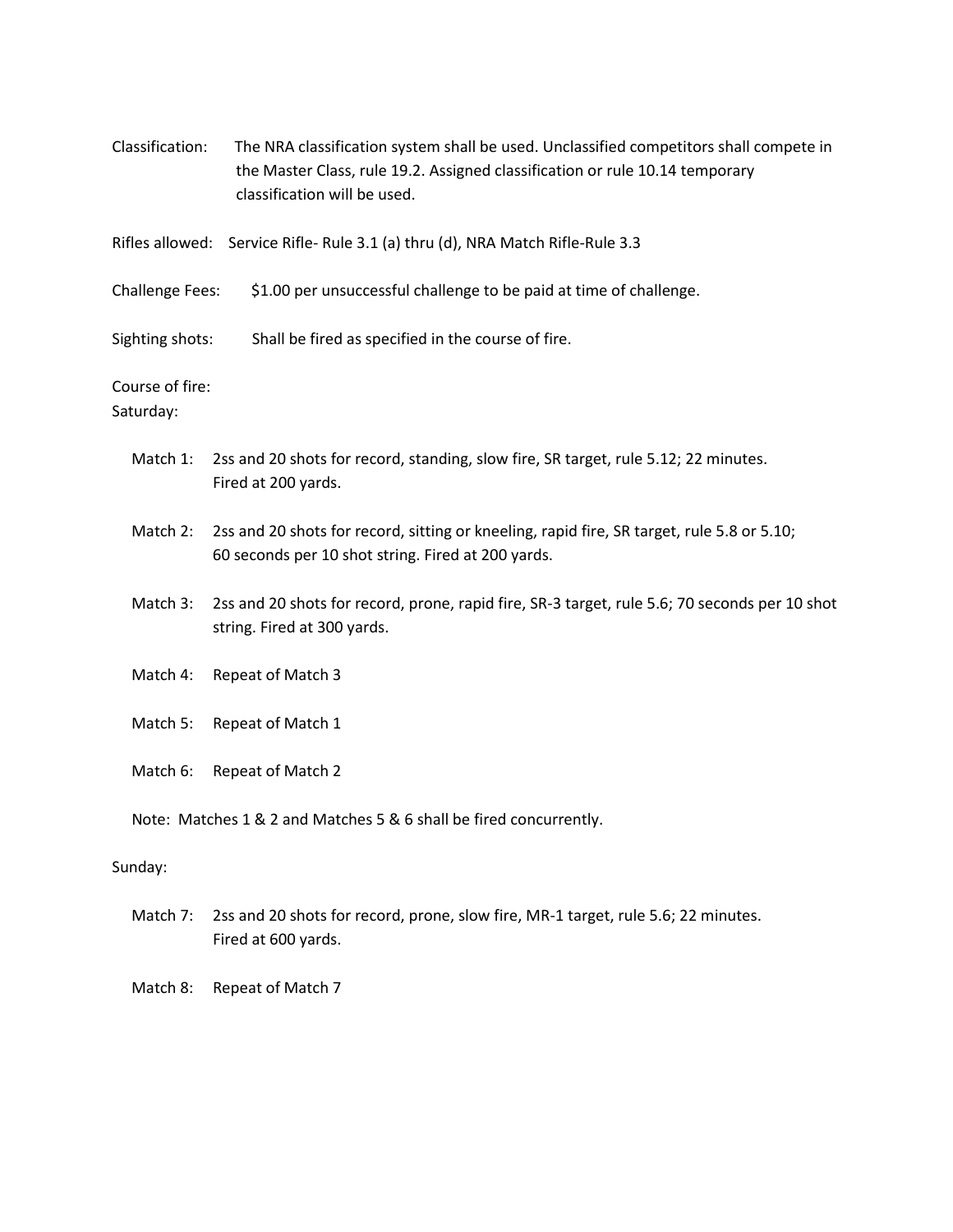Classification: The NRA classification system shall be used. Unclassified competitors shall compete in the Master Class, rule 19.2. Assigned classification or rule 10.14 temporary classification will be used.

Rifles allowed: Service Rifle- Rule 3.1 (a) thru (d), NRA Match Rifle-Rule 3.3

Challenge Fees: $1.00 per unsuccessful challenge to be paid at time of challenge.

Sighting shots: Shall be fired as specified in the course of fire.

Course of fire:

Saturday:

Match 1: 2ss and 20 shots for record, standing, slow fire, SR target, rule 5.12; 22 minutes. Fired at 200 yards.

Match 2: 2ss and 20 shots for record, sitting or kneeling, rapid fire, SR target, rule 5.8 or 5.10; 60 seconds per 10 shot string. Fired at 200 yards.

Match 3: 2ss and 20 shots for record, prone, rapid fire, SR-3 target, rule 5.6; 70 seconds per 10 shot string. Fired at 300 yards.

Match 4: Repeat of Match 3

Match 5: Repeat of Match 1

Match 6: Repeat of Match 2

Note: Matches 1 & 2 and Matches 5 & 6 shall be fired concurrently.

Sunday:

Match 7: 2ss and 20 shots for record, prone, slow fire, MR-1 target, rule 5.6; 22 minutes. Fired at 600 yards.

Match 8: Repeat of Match 7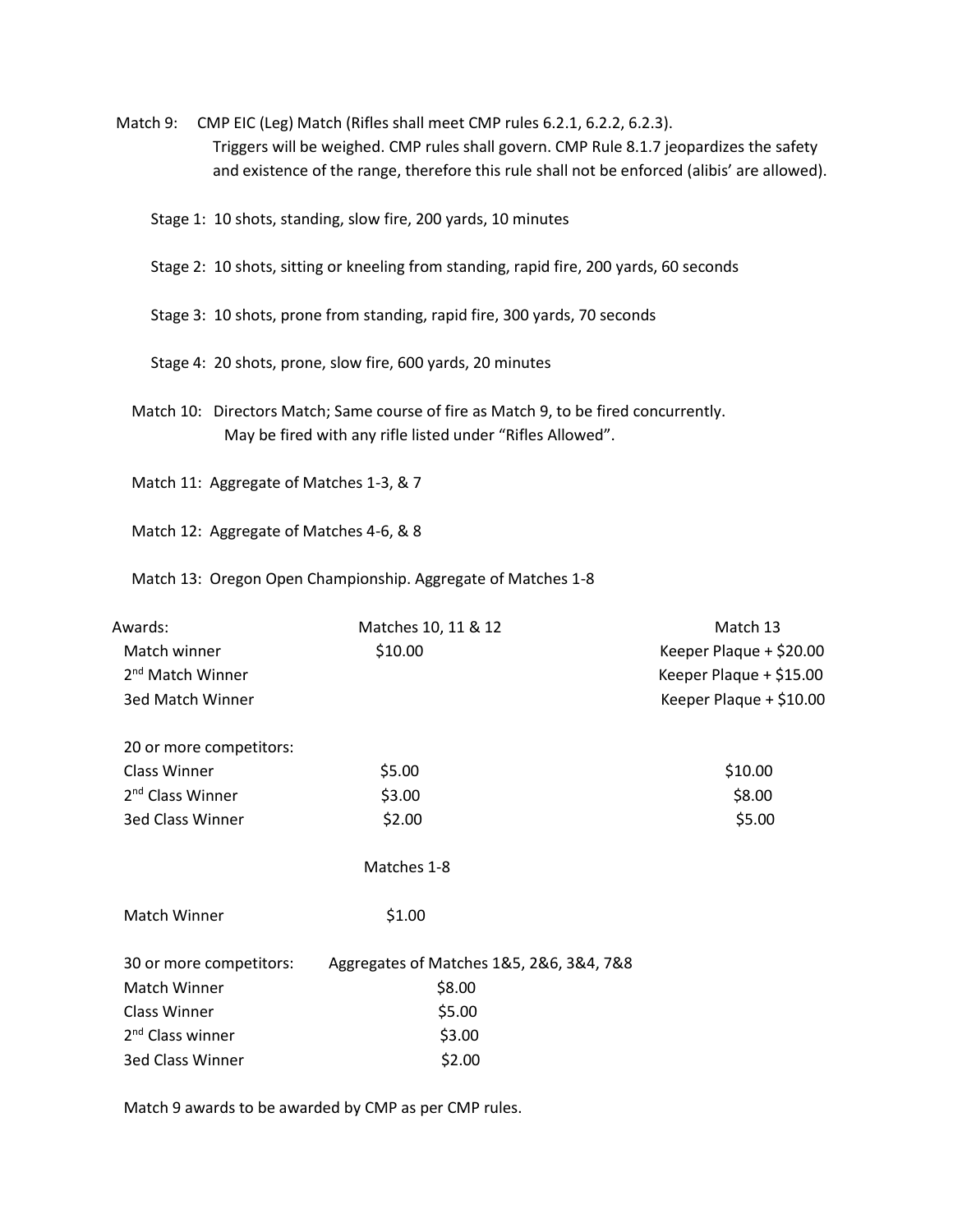Match 9: CMP EIC (Leg) Match (Rifles shall meet CMP rules 6.2.1, 6.2.2, 6.2.3). Triggers will be weighed. CMP rules shall govern. CMP Rule 8.1.7 jeopardizes the safety and existence of the range, therefore this rule shall not be enforced (alibis' are allowed).

- Stage 1: 10 shots, standing, slow fire, 200 yards, 10 minutes
- Stage 2: 10 shots, sitting or kneeling from standing, rapid fire, 200 yards, 60 seconds
- Stage 3: 10 shots, prone from standing, rapid fire, 300 yards, 70 seconds
- Stage 4: 20 shots, prone, slow fire, 600 yards, 20 minutes

Match 10: Directors Match; Same course of fire as Match 9, to be fired concurrently. May be fired with any rifle listed under "Rifles Allowed".

Match 11: Aggregate of Matches 1-3, & 7

Match 12: Aggregate of Matches 4-6, & 8

Match 13: Oregon Open Championship. Aggregate of Matches 1-8

| Awards: | Matches 10, 11 & 12 | Match 13 |
|---|---|---|
| Match winner | $10.00 | Keeper Plaque + $20.00 |
| 2nd Match Winner | | Keeper Plaque + $15.00 |
| 3ed Match Winner | | Keeper Plaque + $10.00 |
| 20 or more competitors: | | |
| Class Winner | $5.00 | $10.00 |
| 2nd Class Winner | $3.00 | $8.00 |
| 3ed Class Winner | $2.00 | $5.00 |

| | Matches 1-8 |
|---|---|
| Match Winner | $1.00 |

| 30 or more competitors: | Aggregates of Matches 1&5, 2&6, 3&4, 7&8 |
|---|---|
| Match Winner | $8.00 |
| Class Winner | $5.00 |
| 2nd Class winner | $3.00 |
| 3ed Class Winner | $2.00 |

Match 9 awards to be awarded by CMP as per CMP rules.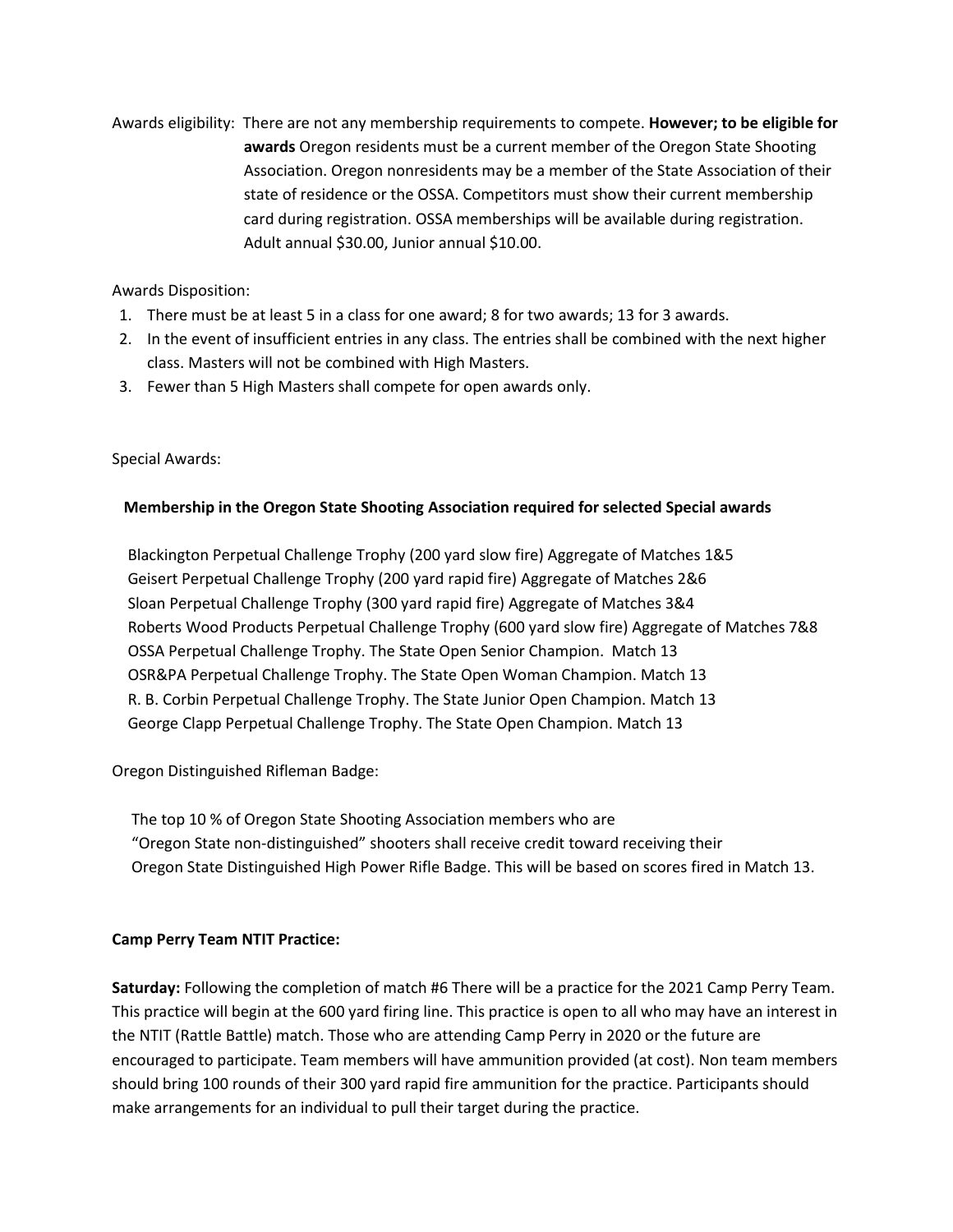Awards eligibility: There are not any membership requirements to compete. **However; to be eligible for awards** Oregon residents must be a current member of the Oregon State Shooting Association. Oregon nonresidents may be a member of the State Association of their state of residence or the OSSA. Competitors must show their current membership card during registration. OSSA memberships will be available during registration. Adult annual $30.00, Junior annual $10.00.

Awards Disposition:

1. There must be at least 5 in a class for one award; 8 for two awards; 13 for 3 awards.
2. In the event of insufficient entries in any class. The entries shall be combined with the next higher class. Masters will not be combined with High Masters.
3. Fewer than 5 High Masters shall compete for open awards only.

Special Awards:

**Membership in the Oregon State Shooting Association required for selected Special awards**

Blackington Perpetual Challenge Trophy (200 yard slow fire) Aggregate of Matches 1&5
Geisert Perpetual Challenge Trophy (200 yard rapid fire) Aggregate of Matches 2&6
Sloan Perpetual Challenge Trophy (300 yard rapid fire) Aggregate of Matches 3&4
Roberts Wood Products Perpetual Challenge Trophy (600 yard slow fire) Aggregate of Matches 7&8
OSSA Perpetual Challenge Trophy. The State Open Senior Champion. Match 13
OSR&PA Perpetual Challenge Trophy. The State Open Woman Champion. Match 13
R. B. Corbin Perpetual Challenge Trophy. The State Junior Open Champion. Match 13
George Clapp Perpetual Challenge Trophy. The State Open Champion. Match 13

Oregon Distinguished Rifleman Badge:

The top 10 % of Oregon State Shooting Association members who are "Oregon State non-distinguished" shooters shall receive credit toward receiving their Oregon State Distinguished High Power Rifle Badge. This will be based on scores fired in Match 13.

**Camp Perry Team NTIT Practice:**

**Saturday:** Following the completion of match #6 There will be a practice for the 2021 Camp Perry Team. This practice will begin at the 600 yard firing line. This practice is open to all who may have an interest in the NTIT (Rattle Battle) match. Those who are attending Camp Perry in 2020 or the future are encouraged to participate. Team members will have ammunition provided (at cost). Non team members should bring 100 rounds of their 300 yard rapid fire ammunition for the practice. Participants should make arrangements for an individual to pull their target during the practice.